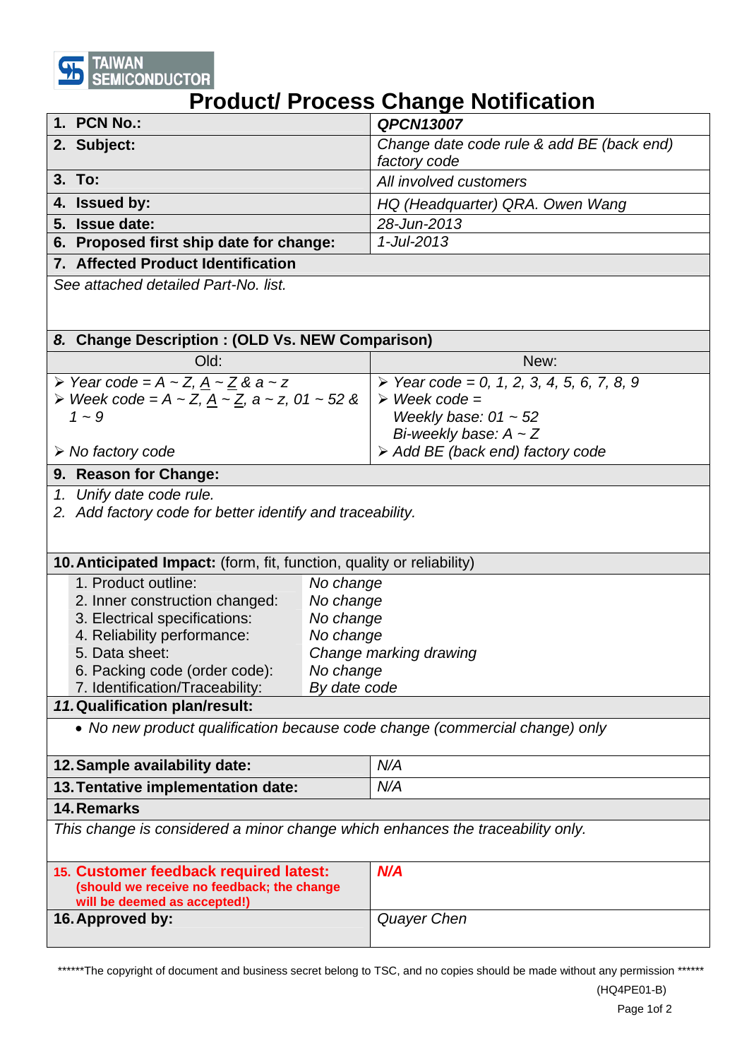TAIWAN SEMICONDUCTOR

# Product/ Process Change Notification

| | |
|---|---|
| **1. PCN No.:** | ***QPCN13007*** |
| **2. Subject:** | *Change date code rule & add BE (back end) factory code* |
| **3. To:** | *All involved customers* |
| **4. Issued by:** | *HQ (Headquarter) QRA. Owen Wang* |
| **5. Issue date:** | *28-Jun-2013* |
| **6. Proposed first ship date for change:** | *1-Jul-2013* |

**7. Affected Product Identification**

*See attached detailed Part-No. list.*

**8. Change Description : (OLD Vs. NEW Comparison)**

| Old: | New: |
|---|---|
| ➢ *Year code = A ~ Z, A ~ Z & a ~ z*<br>➢ *Week code = A ~ Z, A ~ Z, a ~ z, 01 ~ 52 & 1 ~ 9*<br>➢ *No factory code* | ➢ *Year code = 0, 1, 2, 3, 4, 5, 6, 7, 8, 9*<br>➢ *Week code =*<br>*Weekly base: 01 ~ 52*<br>*Bi-weekly base: A ~ Z*<br>➢ *Add BE (back end) factory code* |

**9. Reason for Change:**

1. *Unify date code rule.*
2. *Add factory code for better identify and traceability.*

**10. Anticipated Impact:** (form, fit, function, quality or reliability)

| | |
|---|---|
| 1. Product outline: | *No change* |
| 2. Inner construction changed: | *No change* |
| 3. Electrical specifications: | *No change* |
| 4. Reliability performance: | *No change* |
| 5. Data sheet: | *Change marking drawing* |
| 6. Packing code (order code): | *No change* |
| 7. Identification/Traceability: | *By date code* |

***11.* Qualification plan/result:**

- *No new product qualification because code change (commercial change) only*

| | |
|---|---|
| **12. Sample availability date:** | *N/A* |
| **13. Tentative implementation date:** | *N/A* |

**14. Remarks**

*This change is considered a minor change which enhances the traceability only.*

| | |
|---|---|
| **15. Customer feedback required latest:** (should we receive no feedback; the change will be deemed as accepted!) | ***N/A*** |
| **16. Approved by:** | *Quayer Chen* |

\*\*\*\*\*\*The copyright of document and business secret belong to TSC, and no copies should be made without any permission \*\*\*\*\*\*

(HQ4PE01-B)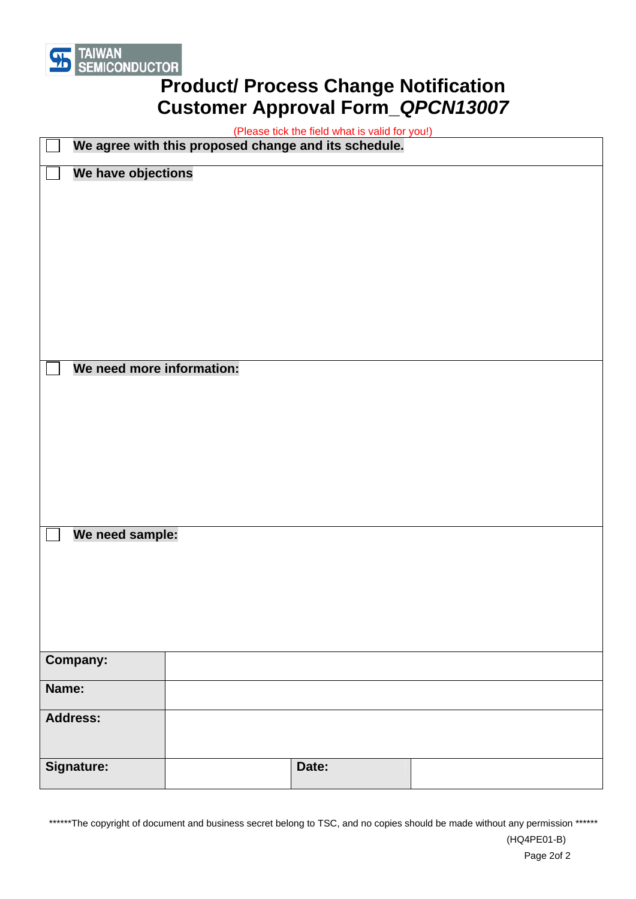TAIWAN SEMICONDUCTOR

# Product/ Process Change Notification
# Customer Approval Form_*QPCN13007*

(Please tick the field what is valid for you!)

☐ **We agree with this proposed change and its schedule.**

☐ **We have objections**

☐ **We need more information:**

☐ **We need sample:**

| | | | |
|---|---|---|---|
| **Company:** | | | |
| **Name:** | | | |
| **Address:** | | | |
| **Signature:** | | **Date:** | |

******The copyright of document and business secret belong to TSC, and no copies should be made without any permission ******

(HQ4PE01-B)